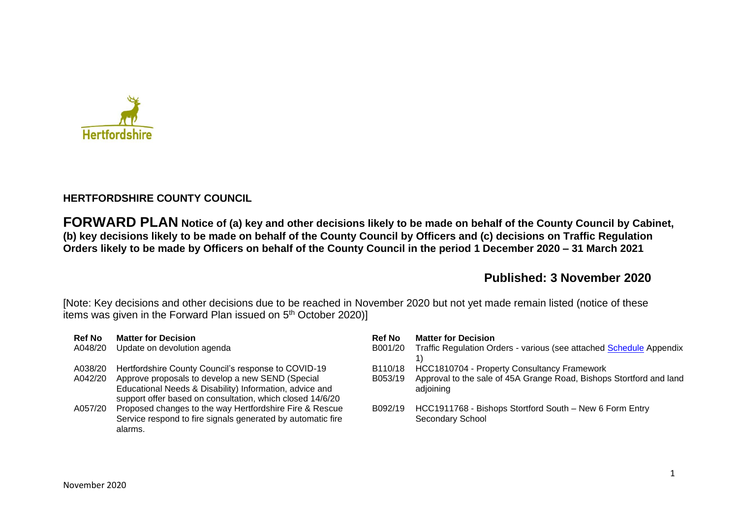**HERTFORDSHIRE COUNTY COUNCIL**

# FORWARD PLAN Notice of (a) key and other decisions likely to be made on behalf of the County Council by Cabinet, (b) key decisions likely to be made on behalf of the County Council by Officers and (c) decisions on Traffic Regulation Orders likely to be made by Officers on behalf of the County Council in the period 1 December 2020 – 31 March 2021

## Published: 3 November 2020

[Note: Key decisions and other decisions due to be reached in November 2020 but not yet made remain listed (notice of these items was given in the Forward Plan issued on 5th October 2020)]

| Ref No | Matter for Decision |
|---|---|
| A048/20 | Update on devolution agenda |
| A038/20 | Hertfordshire County Council's response to COVID-19 |
| A042/20 | Approve proposals to develop a new SEND (Special Educational Needs & Disability) Information, advice and support offer based on consultation, which closed 14/6/20 |
| A057/20 | Proposed changes to the way Hertfordshire Fire & Rescue Service respond to fire signals generated by automatic fire alarms. |

| Ref No | Matter for Decision |
|---|---|
| B001/20 | Traffic Regulation Orders - various (see attached Schedule Appendix 1) |
| B110/18 | HCC1810704 - Property Consultancy Framework |
| B053/19 | Approval to the sale of 45A Grange Road, Bishops Stortford and land adjoining |
| B092/19 | HCC1911768 - Bishops Stortford South – New 6 Form Entry Secondary School |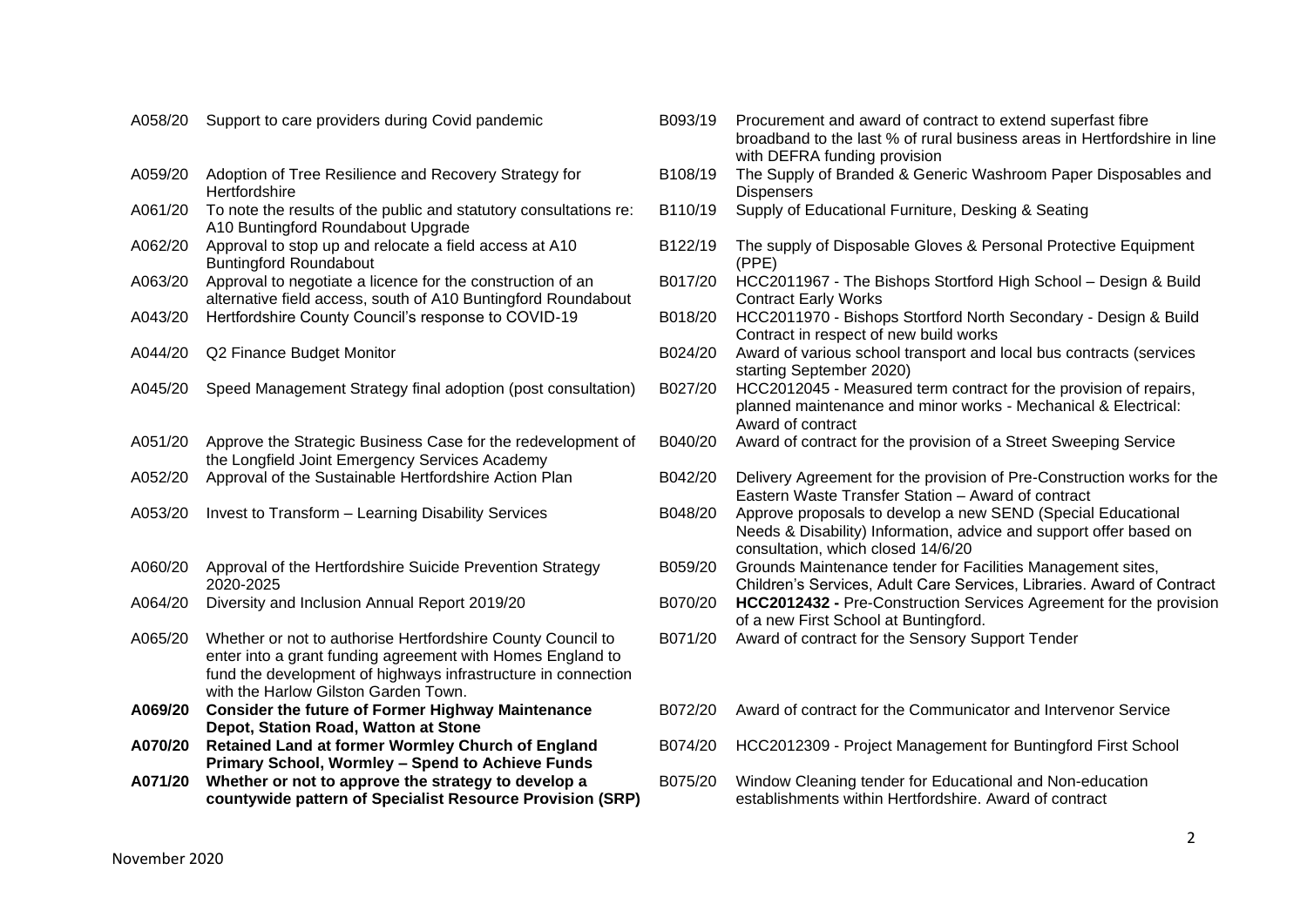| | |
|---|---|
| A058/20 | Support to care providers during Covid pandemic |
| A059/20 | Adoption of Tree Resilience and Recovery Strategy for Hertfordshire |
| A061/20 | To note the results of the public and statutory consultations re: A10 Buntingford Roundabout Upgrade |
| A062/20 | Approval to stop up and relocate a field access at A10 Buntingford Roundabout |
| A063/20 | Approval to negotiate a licence for the construction of an alternative field access, south of A10 Buntingford Roundabout |
| A043/20 | Hertfordshire County Council's response to COVID-19 |
| A044/20 | Q2 Finance Budget Monitor |
| A045/20 | Speed Management Strategy final adoption (post consultation) |
| A051/20 | Approve the Strategic Business Case for the redevelopment of the Longfield Joint Emergency Services Academy |
| A052/20 | Approval of the Sustainable Hertfordshire Action Plan |
| A053/20 | Invest to Transform – Learning Disability Services |
| A060/20 | Approval of the Hertfordshire Suicide Prevention Strategy 2020-2025 |
| A064/20 | Diversity and Inclusion Annual Report 2019/20 |
| A065/20 | Whether or not to authorise Hertfordshire County Council to enter into a grant funding agreement with Homes England to fund the development of highways infrastructure in connection with the Harlow Gilston Garden Town. |
| **A069/20** | **Consider the future of Former Highway Maintenance Depot, Station Road, Watton at Stone** |
| **A070/20** | **Retained Land at former Wormley Church of England Primary School, Wormley – Spend to Achieve Funds** |
| **A071/20** | **Whether or not to approve the strategy to develop a countywide pattern of Specialist Resource Provision (SRP)** |

| | |
|---|---|
| B093/19 | Procurement and award of contract to extend superfast fibre broadband to the last % of rural business areas in Hertfordshire in line with DEFRA funding provision |
| B108/19 | The Supply of Branded & Generic Washroom Paper Disposables and Dispensers |
| B110/19 | Supply of Educational Furniture, Desking & Seating |
| B122/19 | The supply of Disposable Gloves & Personal Protective Equipment (PPE) |
| B017/20 | HCC2011967 - The Bishops Stortford High School – Design & Build Contract Early Works |
| B018/20 | HCC2011970 - Bishops Stortford North Secondary - Design & Build Contract in respect of new build works |
| B024/20 | Award of various school transport and local bus contracts (services starting September 2020) |
| B027/20 | HCC2012045 - Measured term contract for the provision of repairs, planned maintenance and minor works - Mechanical & Electrical: Award of contract |
| B040/20 | Award of contract for the provision of a Street Sweeping Service |
| B042/20 | Delivery Agreement for the provision of Pre-Construction works for the Eastern Waste Transfer Station – Award of contract |
| B048/20 | Approve proposals to develop a new SEND (Special Educational Needs & Disability) Information, advice and support offer based on consultation, which closed 14/6/20 |
| B059/20 | Grounds Maintenance tender for Facilities Management sites, Children's Services, Adult Care Services, Libraries. Award of Contract |
| B070/20 | **HCC2012432 -** Pre-Construction Services Agreement for the provision of a new First School at Buntingford. |
| B071/20 | Award of contract for the Sensory Support Tender |
| B072/20 | Award of contract for the Communicator and Intervenor Service |
| B074/20 | HCC2012309 - Project Management for Buntingford First School |
| B075/20 | Window Cleaning tender for Educational and Non-education establishments within Hertfordshire. Award of contract |

November 2020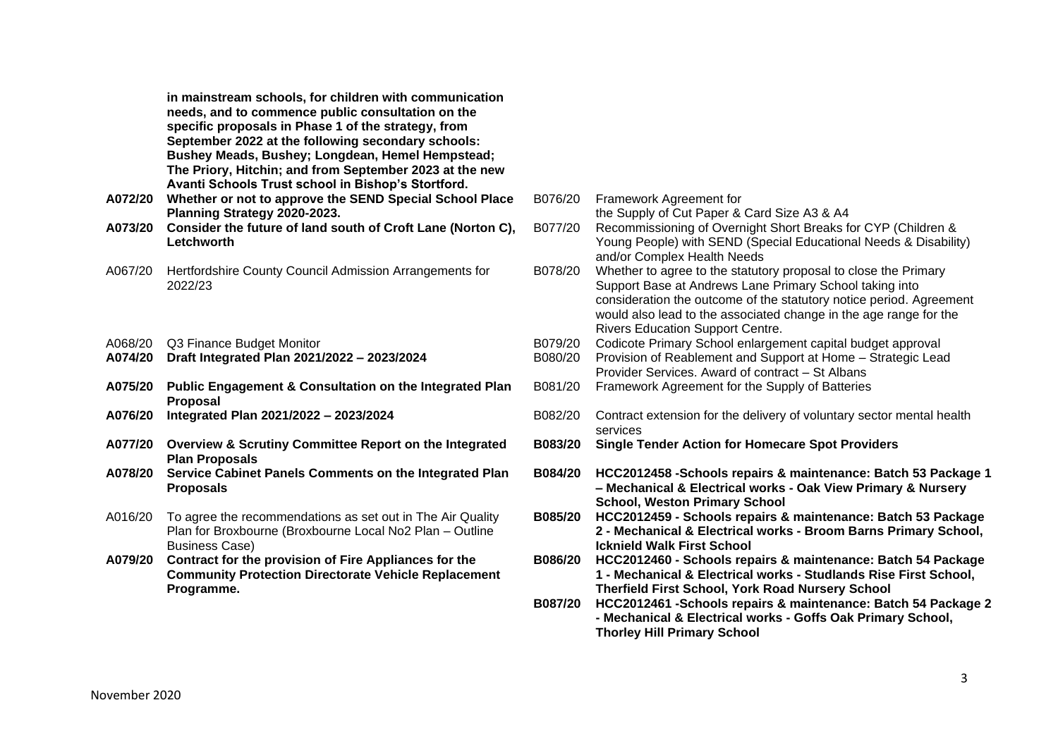| | | | |
|---|---|---|---|
| | **in mainstream schools, for children with communication needs, and to commence public consultation on the specific proposals in Phase 1 of the strategy, from September 2022 at the following secondary schools: Bushey Meads, Bushey; Longdean, Hemel Hempstead; The Priory, Hitchin; and from September 2023 at the new Avanti Schools Trust school in Bishop's Stortford.** | | |
| **A072/20** | **Whether or not to approve the SEND Special School Place Planning Strategy 2020-2023.** | B076/20 | Framework Agreement for the Supply of Cut Paper & Card Size A3 & A4 |
| **A073/20** | **Consider the future of land south of Croft Lane (Norton C), Letchworth** | B077/20 | Recommissioning of Overnight Short Breaks for CYP (Children & Young People) with SEND (Special Educational Needs & Disability) and/or Complex Health Needs |
| A067/20 | Hertfordshire County Council Admission Arrangements for 2022/23 | B078/20 | Whether to agree to the statutory proposal to close the Primary Support Base at Andrews Lane Primary School taking into consideration the outcome of the statutory notice period. Agreement would also lead to the associated change in the age range for the Rivers Education Support Centre. |
| A068/20 | Q3 Finance Budget Monitor | B079/20 | Codicote Primary School enlargement capital budget approval |
| **A074/20** | **Draft Integrated Plan 2021/2022 – 2023/2024** | B080/20 | Provision of Reablement and Support at Home – Strategic Lead Provider Services. Award of contract – St Albans |
| **A075/20** | **Public Engagement & Consultation on the Integrated Plan Proposal** | B081/20 | Framework Agreement for the Supply of Batteries |
| **A076/20** | **Integrated Plan 2021/2022 – 2023/2024** | B082/20 | Contract extension for the delivery of voluntary sector mental health services |
| **A077/20** | **Overview & Scrutiny Committee Report on the Integrated Plan Proposals** | **B083/20** | **Single Tender Action for Homecare Spot Providers** |
| **A078/20** | **Service Cabinet Panels Comments on the Integrated Plan Proposals** | **B084/20** | **HCC2012458 -Schools repairs & maintenance: Batch 53 Package 1 – Mechanical & Electrical works - Oak View Primary & Nursery School, Weston Primary School** |
| A016/20 | To agree the recommendations as set out in The Air Quality Plan for Broxbourne (Broxbourne Local No2 Plan – Outline Business Case) | **B085/20** | **HCC2012459 - Schools repairs & maintenance: Batch 53 Package 2 - Mechanical & Electrical works - Broom Barns Primary School, Icknield Walk First School** |
| **A079/20** | **Contract for the provision of Fire Appliances for the Community Protection Directorate Vehicle Replacement Programme.** | **B086/20** | **HCC2012460 - Schools repairs & maintenance: Batch 54 Package 1 - Mechanical & Electrical works - Studlands Rise First School, Therfield First School, York Road Nursery School** |
| | | **B087/20** | **HCC2012461 -Schools repairs & maintenance: Batch 54 Package 2 - Mechanical & Electrical works - Goffs Oak Primary School, Thorley Hill Primary School** |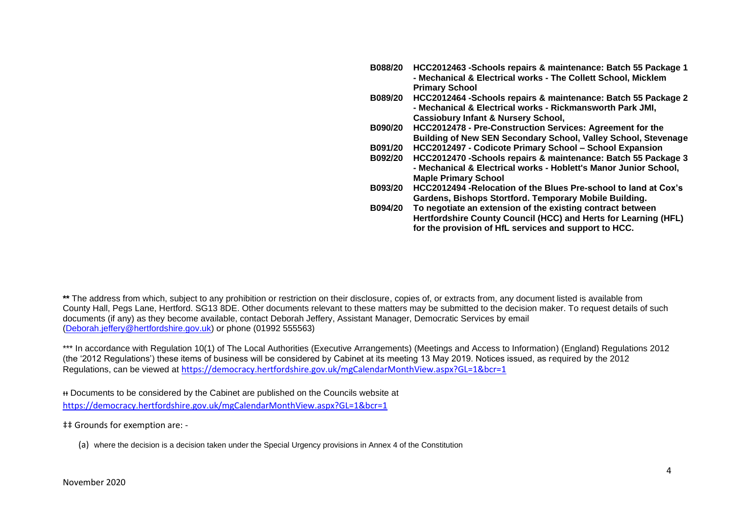| | |
|---|---|
| **B088/20** | **HCC2012463 -Schools repairs & maintenance: Batch 55 Package 1 - Mechanical & Electrical works - The Collett School, Micklem Primary School** |
| **B089/20** | **HCC2012464 -Schools repairs & maintenance: Batch 55 Package 2 - Mechanical & Electrical works - Rickmansworth Park JMI, Cassiobury Infant & Nursery School,** |
| **B090/20** | **HCC2012478 - Pre-Construction Services: Agreement for the Building of New SEN Secondary School, Valley School, Stevenage** |
| **B091/20** | **HCC2012497 - Codicote Primary School – School Expansion** |
| **B092/20** | **HCC2012470 -Schools repairs & maintenance: Batch 55 Package 3 - Mechanical & Electrical works - Hoblett's Manor Junior School, Maple Primary School** |
| **B093/20** | **HCC2012494 -Relocation of the Blues Pre-school to land at Cox's Gardens, Bishops Stortford. Temporary Mobile Building.** |
| **B094/20** | **To negotiate an extension of the existing contract between Hertfordshire County Council (HCC) and Herts for Learning (HFL) for the provision of HfL services and support to HCC.** |

**\*\*** The address from which, subject to any prohibition or restriction on their disclosure, copies of, or extracts from, any document listed is available from County Hall, Pegs Lane, Hertford. SG13 8DE. Other documents relevant to these matters may be submitted to the decision maker. To request details of such documents (if any) as they become available, contact Deborah Jeffery, Assistant Manager, Democratic Services by email (Deborah.jeffery@hertfordshire.gov.uk) or phone (01992 555563)

\*\*\* In accordance with Regulation 10(1) of The Local Authorities (Executive Arrangements) (Meetings and Access to Information) (England) Regulations 2012 (the '2012 Regulations') these items of business will be considered by Cabinet at its meeting 13 May 2019. Notices issued, as required by the 2012 Regulations, can be viewed at https://democracy.hertfordshire.gov.uk/mgCalendarMonthView.aspx?GL=1&bcr=1

ǂǂ Documents to be considered by the Cabinet are published on the Councils website at https://democracy.hertfordshire.gov.uk/mgCalendarMonthView.aspx?GL=1&bcr=1

‡‡ Grounds for exemption are: -

(a) where the decision is a decision taken under the Special Urgency provisions in Annex 4 of the Constitution

November 2020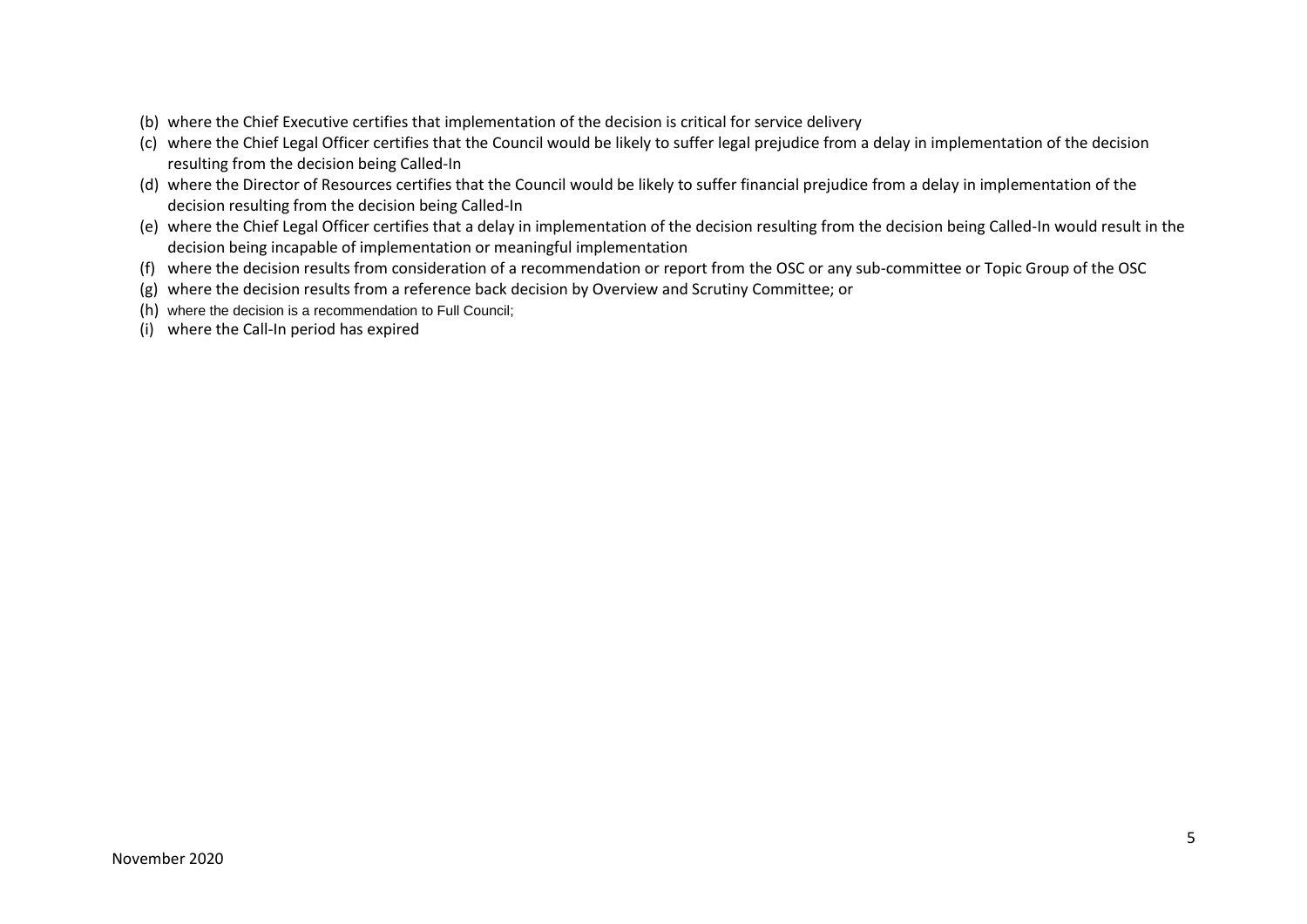(b) where the Chief Executive certifies that implementation of the decision is critical for service delivery

(c) where the Chief Legal Officer certifies that the Council would be likely to suffer legal prejudice from a delay in implementation of the decision resulting from the decision being Called-In

(d) where the Director of Resources certifies that the Council would be likely to suffer financial prejudice from a delay in implementation of the decision resulting from the decision being Called-In

(e) where the Chief Legal Officer certifies that a delay in implementation of the decision resulting from the decision being Called-In would result in the decision being incapable of implementation or meaningful implementation

(f) where the decision results from consideration of a recommendation or report from the OSC or any sub-committee or Topic Group of the OSC

(g) where the decision results from a reference back decision by Overview and Scrutiny Committee; or

(h) where the decision is a recommendation to Full Council;

(i) where the Call-In period has expired

November 2020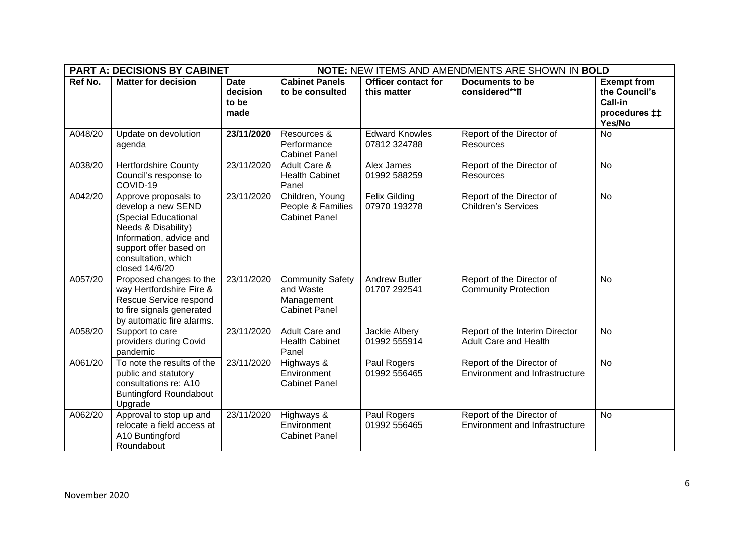| **PART A: DECISIONS BY CABINET** | | | **NOTE:** NEW ITEMS AND AMENDMENTS ARE SHOWN IN **BOLD** | | | |
|---|---|---|---|---|---|---|
| **Ref No.** | **Matter for decision** | **Date decision to be made** | **Cabinet Panels to be consulted** | **Officer contact for this matter** | **Documents to be considered**⁑ | **Exempt from the Council's Call-in procedures ‡‡ Yes/No** |
| A048/20 | Update on devolution agenda | **23/11/2020** | Resources & Performance Cabinet Panel | Edward Knowles 07812 324788 | Report of the Director of Resources | No |
| A038/20 | Hertfordshire County Council's response to COVID-19 | 23/11/2020 | Adult Care & Health Cabinet Panel | Alex James 01992 588259 | Report of the Director of Resources | No |
| A042/20 | Approve proposals to develop a new SEND (Special Educational Needs & Disability) Information, advice and support offer based on consultation, which closed 14/6/20 | 23/11/2020 | Children, Young People & Families Cabinet Panel | Felix Gilding 07970 193278 | Report of the Director of Children's Services | No |
| A057/20 | Proposed changes to the way Hertfordshire Fire & Rescue Service respond to fire signals generated by automatic fire alarms. | 23/11/2020 | Community Safety and Waste Management Cabinet Panel | Andrew Butler 01707 292541 | Report of the Director of Community Protection | No |
| A058/20 | Support to care providers during Covid pandemic | 23/11/2020 | Adult Care and Health Cabinet Panel | Jackie Albery 01992 555914 | Report of the Interim Director Adult Care and Health | No |
| A061/20 | To note the results of the public and statutory consultations re: A10 Buntingford Roundabout Upgrade | 23/11/2020 | Highways & Environment Cabinet Panel | Paul Rogers 01992 556465 | Report of the Director of Environment and Infrastructure | No |
| A062/20 | Approval to stop up and relocate a field access at A10 Buntingford Roundabout | 23/11/2020 | Highways & Environment Cabinet Panel | Paul Rogers 01992 556465 | Report of the Director of Environment and Infrastructure | No |

November 2020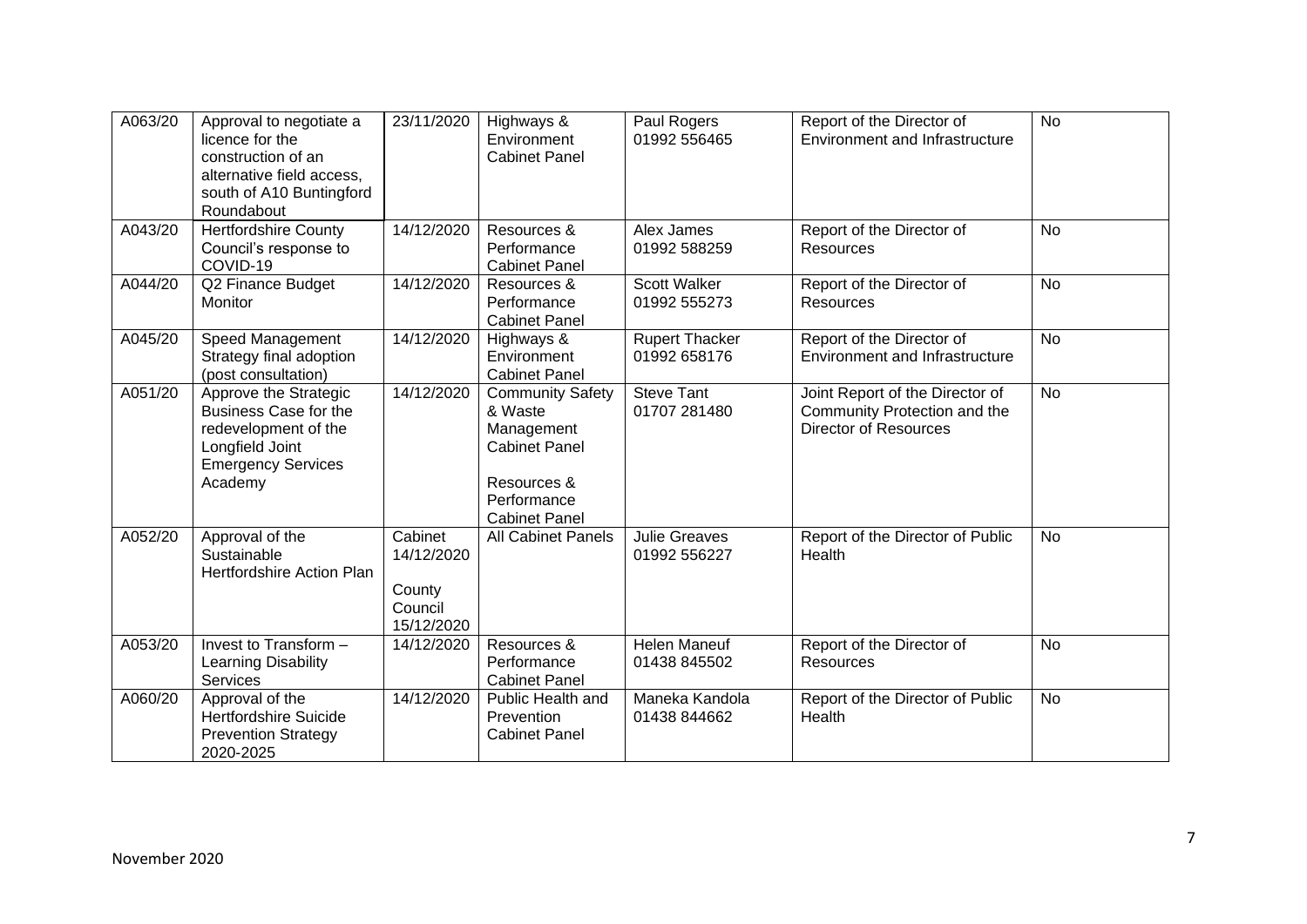| A063/20 | Approval to negotiate a licence for the construction of an alternative field access, south of A10 Buntingford Roundabout | 23/11/2020 | Highways & Environment Cabinet Panel | Paul Rogers 01992 556465 | Report of the Director of Environment and Infrastructure | No |
|---|---|---|---|---|---|---|
| A043/20 | Hertfordshire County Council's response to COVID-19 | 14/12/2020 | Resources & Performance Cabinet Panel | Alex James 01992 588259 | Report of the Director of Resources | No |
| A044/20 | Q2 Finance Budget Monitor | 14/12/2020 | Resources & Performance Cabinet Panel | Scott Walker 01992 555273 | Report of the Director of Resources | No |
| A045/20 | Speed Management Strategy final adoption (post consultation) | 14/12/2020 | Highways & Environment Cabinet Panel | Rupert Thacker 01992 658176 | Report of the Director of Environment and Infrastructure | No |
| A051/20 | Approve the Strategic Business Case for the redevelopment of the Longfield Joint Emergency Services Academy | 14/12/2020 | Community Safety & Waste Management Cabinet Panel<br><br>Resources & Performance Cabinet Panel | Steve Tant 01707 281480 | Joint Report of the Director of Community Protection and the Director of Resources | No |
| A052/20 | Approval of the Sustainable Hertfordshire Action Plan | Cabinet 14/12/2020<br><br>County Council 15/12/2020 | All Cabinet Panels | Julie Greaves 01992 556227 | Report of the Director of Public Health | No |
| A053/20 | Invest to Transform – Learning Disability Services | 14/12/2020 | Resources & Performance Cabinet Panel | Helen Maneuf 01438 845502 | Report of the Director of Resources | No |
| A060/20 | Approval of the Hertfordshire Suicide Prevention Strategy 2020-2025 | 14/12/2020 | Public Health and Prevention Cabinet Panel | Maneka Kandola 01438 844662 | Report of the Director of Public Health | No |

November 2020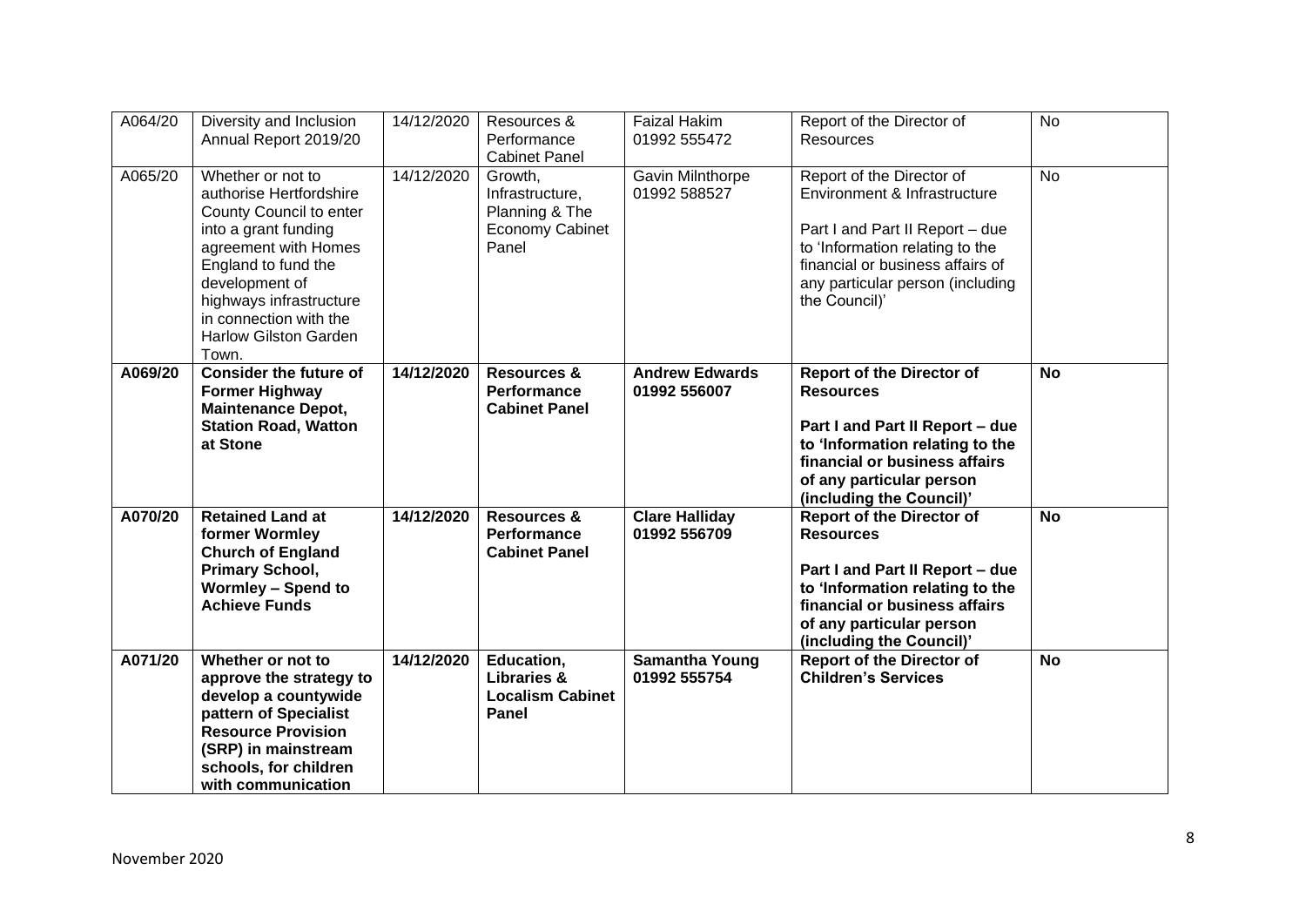| A064/20 | Diversity and Inclusion Annual Report 2019/20 | 14/12/2020 | Resources & Performance Cabinet Panel | Faizal Hakim 01992 555472 | Report of the Director of Resources | No |
|---|---|---|---|---|---|---|
| A065/20 | Whether or not to authorise Hertfordshire County Council to enter into a grant funding agreement with Homes England to fund the development of highways infrastructure in connection with the Harlow Gilston Garden Town. | 14/12/2020 | Growth, Infrastructure, Planning & The Economy Cabinet Panel | Gavin Milnthorpe 01992 588527 | Report of the Director of Environment & Infrastructure<br><br>Part I and Part II Report – due to 'Information relating to the financial or business affairs of any particular person (including the Council)' | No |
| **A069/20** | **Consider the future of Former Highway Maintenance Depot, Station Road, Watton at Stone** | **14/12/2020** | **Resources & Performance Cabinet Panel** | **Andrew Edwards 01992 556007** | **Report of the Director of Resources**<br><br>**Part I and Part II Report – due to 'Information relating to the financial or business affairs of any particular person (including the Council)'** | **No** |
| **A070/20** | **Retained Land at former Wormley Church of England Primary School, Wormley – Spend to Achieve Funds** | **14/12/2020** | **Resources & Performance Cabinet Panel** | **Clare Halliday 01992 556709** | **Report of the Director of Resources**<br><br>**Part I and Part II Report – due to 'Information relating to the financial or business affairs of any particular person (including the Council)'** | **No** |
| **A071/20** | **Whether or not to approve the strategy to develop a countywide pattern of Specialist Resource Provision (SRP) in mainstream schools, for children with communication** | **14/12/2020** | **Education, Libraries & Localism Cabinet Panel** | **Samantha Young 01992 555754** | **Report of the Director of Children's Services** | **No** |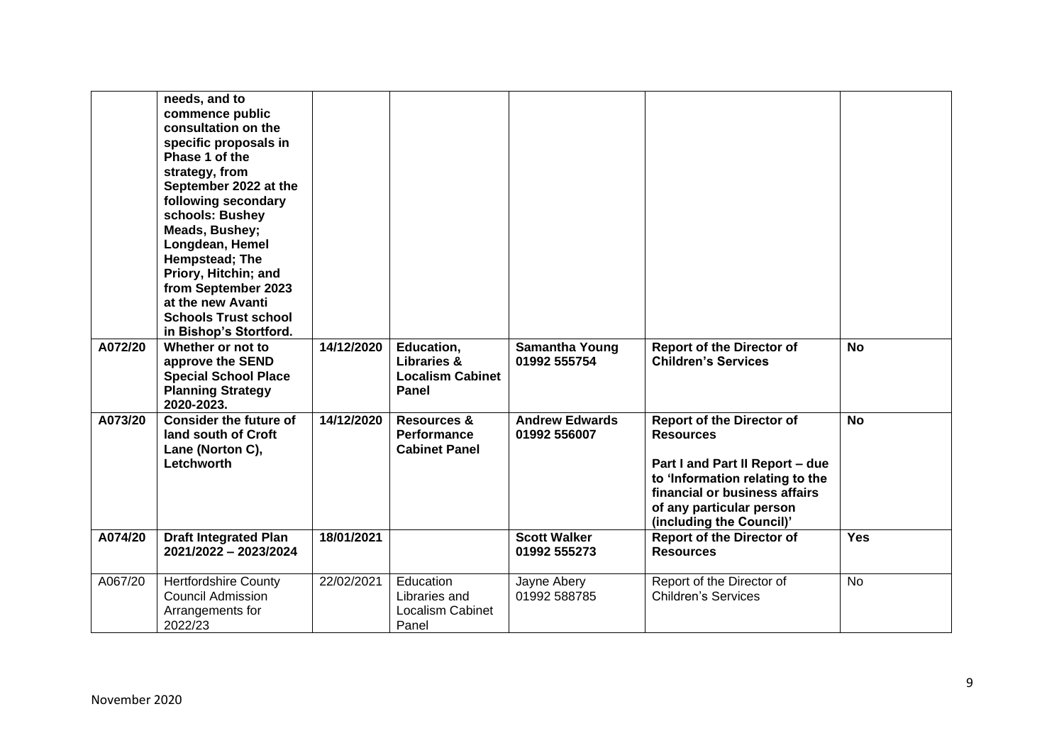| | | | | | | |
|---|---|---|---|---|---|---|
| | **needs, and to commence public consultation on the specific proposals in Phase 1 of the strategy, from September 2022 at the following secondary schools: Bushey Meads, Bushey; Longdean, Hemel Hempstead; The Priory, Hitchin; and from September 2023 at the new Avanti Schools Trust school in Bishop's Stortford.** | | | | | |
| **A072/20** | **Whether or not to approve the SEND Special School Place Planning Strategy 2020-2023.** | **14/12/2020** | **Education, Libraries & Localism Cabinet Panel** | **Samantha Young 01992 555754** | **Report of the Director of Children's Services** | **No** |
| **A073/20** | **Consider the future of land south of Croft Lane (Norton C), Letchworth** | **14/12/2020** | **Resources & Performance Cabinet Panel** | **Andrew Edwards 01992 556007** | **Report of the Director of Resources**<br><br>**Part I and Part II Report – due to 'Information relating to the financial or business affairs of any particular person (including the Council)'** | **No** |
| **A074/20** | **Draft Integrated Plan 2021/2022 – 2023/2024** | **18/01/2021** | | **Scott Walker 01992 555273** | **Report of the Director of Resources** | **Yes** |
| A067/20 | Hertfordshire County Council Admission Arrangements for 2022/23 | 22/02/2021 | Education Libraries and Localism Cabinet Panel | Jayne Abery 01992 588785 | Report of the Director of Children's Services | No |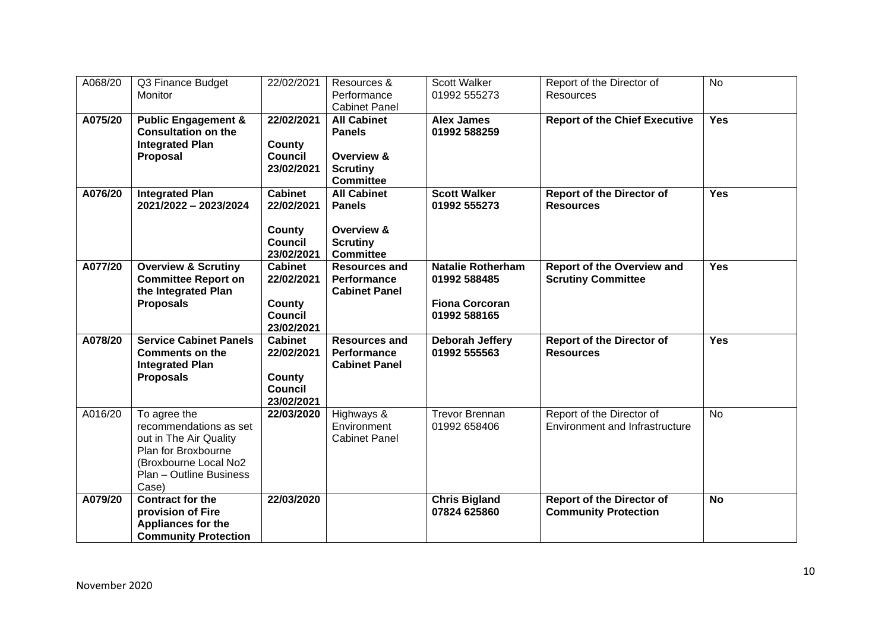| | | | | | | |
|---|---|---|---|---|---|---|
| A068/20 | Q3 Finance Budget Monitor | 22/02/2021 | Resources & Performance Cabinet Panel | Scott Walker 01992 555273 | Report of the Director of Resources | No |
| **A075/20** | **Public Engagement & Consultation on the Integrated Plan Proposal** | **22/02/2021**<br><br>**County Council 23/02/2021** | **All Cabinet Panels**<br><br>**Overview & Scrutiny Committee** | **Alex James 01992 588259** | **Report of the Chief Executive** | **Yes** |
| **A076/20** | **Integrated Plan 2021/2022 – 2023/2024** | **Cabinet 22/02/2021**<br><br>**County Council 23/02/2021** | **All Cabinet Panels**<br><br>**Overview & Scrutiny Committee** | **Scott Walker 01992 555273** | **Report of the Director of Resources** | **Yes** |
| **A077/20** | **Overview & Scrutiny Committee Report on the Integrated Plan Proposals** | **Cabinet 22/02/2021**<br><br>**County Council 23/02/2021** | **Resources and Performance Cabinet Panel** | **Natalie Rotherham 01992 588485**<br><br>**Fiona Corcoran 01992 588165** | **Report of the Overview and Scrutiny Committee** | **Yes** |
| **A078/20** | **Service Cabinet Panels Comments on the Integrated Plan Proposals** | **Cabinet 22/02/2021**<br><br>**County Council 23/02/2021** | **Resources and Performance Cabinet Panel** | **Deborah Jeffery 01992 555563** | **Report of the Director of Resources** | **Yes** |
| A016/20 | To agree the recommendations as set out in The Air Quality Plan for Broxbourne (Broxbourne Local No2 Plan – Outline Business Case) | **22/03/2020** | Highways & Environment Cabinet Panel | Trevor Brennan 01992 658406 | Report of the Director of Environment and Infrastructure | No |
| **A079/20** | **Contract for the provision of Fire Appliances for the Community Protection** | **22/03/2020** | | **Chris Bigland 07824 625860** | **Report of the Director of Community Protection** | **No** |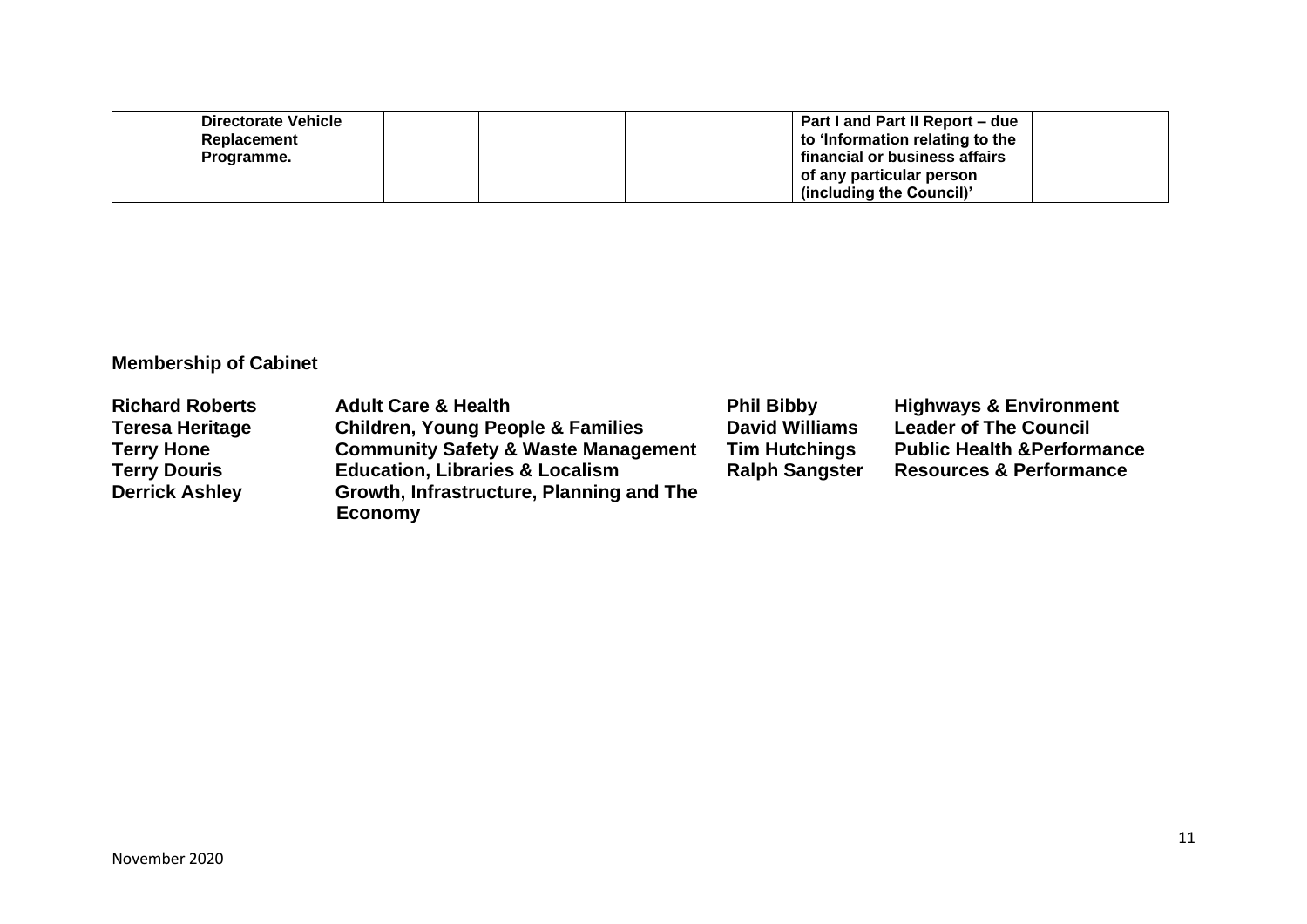| | | | | | | |
|---|---|---|---|---|---|---|
| | **Directorate Vehicle Replacement Programme.** | | | | **Part I and Part II Report – due to 'Information relating to the financial or business affairs of any particular person (including the Council)'** | |

**Membership of Cabinet**

| | | | |
|---|---|---|---|
| **Richard Roberts** | **Adult Care & Health** | **Phil Bibby** | **Highways & Environment** |
| **Teresa Heritage** | **Children, Young People & Families** | **David Williams** | **Leader of The Council** |
| **Terry Hone** | **Community Safety & Waste Management** | **Tim Hutchings** | **Public Health &Performance** |
| **Terry Douris** | **Education, Libraries & Localism** | **Ralph Sangster** | **Resources & Performance** |
| **Derrick Ashley** | **Growth, Infrastructure, Planning and The Economy** | | |

November 2020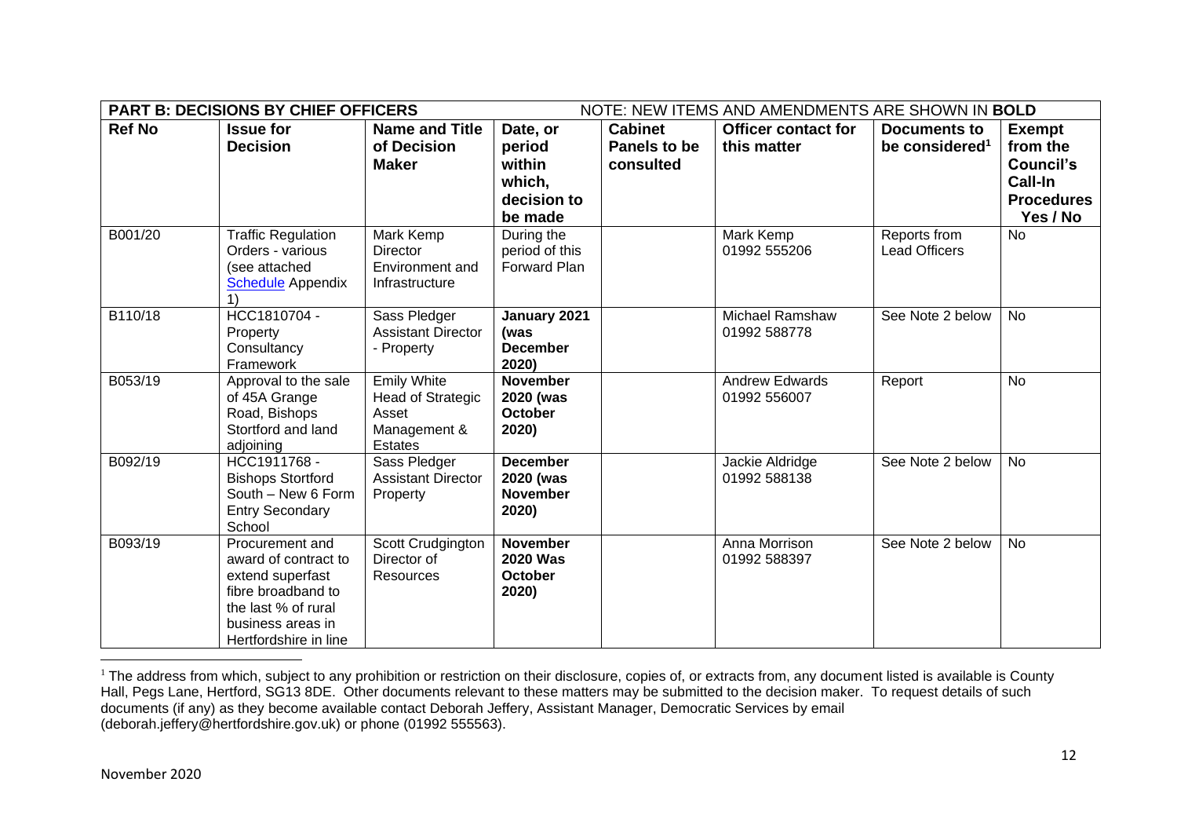| **PART B: DECISIONS BY CHIEF OFFICERS** | | | | NOTE: NEW ITEMS AND AMENDMENTS ARE SHOWN IN **BOLD** | | | |
|---|---|---|---|---|---|---|---|
| **Ref No** | **Issue for Decision** | **Name and Title of Decision Maker** | **Date, or period within which, decision to be made** | **Cabinet Panels to be consulted** | **Officer contact for this matter** | **Documents to be considered[1]** | **Exempt from the Council's Call-In Procedures Yes / No** |
| B001/20 | Traffic Regulation Orders - various (see attached Schedule Appendix 1) | Mark Kemp Director Environment and Infrastructure | During the period of this Forward Plan | | Mark Kemp 01992 555206 | Reports from Lead Officers | No |
| B110/18 | HCC1810704 - Property Consultancy Framework | Sass Pledger Assistant Director - Property | **January 2021 (was December 2020)** | | Michael Ramshaw 01992 588778 | See Note 2 below | No |
| B053/19 | Approval to the sale of 45A Grange Road, Bishops Stortford and land adjoining | Emily White Head of Strategic Asset Management & Estates | **November 2020 (was October 2020)** | | Andrew Edwards 01992 556007 | Report | No |
| B092/19 | HCC1911768 - Bishops Stortford South – New 6 Form Entry Secondary School | Sass Pledger Assistant Director Property | **December 2020 (was November 2020)** | | Jackie Aldridge 01992 588138 | See Note 2 below | No |
| B093/19 | Procurement and award of contract to extend superfast fibre broadband to the last % of rural business areas in Hertfordshire in line | Scott Crudgington Director of Resources | **November 2020 Was October 2020)** | | Anna Morrison 01992 588397 | See Note 2 below | No |

[1] The address from which, subject to any prohibition or restriction on their disclosure, copies of, or extracts from, any document listed is available is County Hall, Pegs Lane, Hertford, SG13 8DE. Other documents relevant to these matters may be submitted to the decision maker. To request details of such documents (if any) as they become available contact Deborah Jeffery, Assistant Manager, Democratic Services by email (deborah.jeffery@hertfordshire.gov.uk) or phone (01992 555563).

November 2020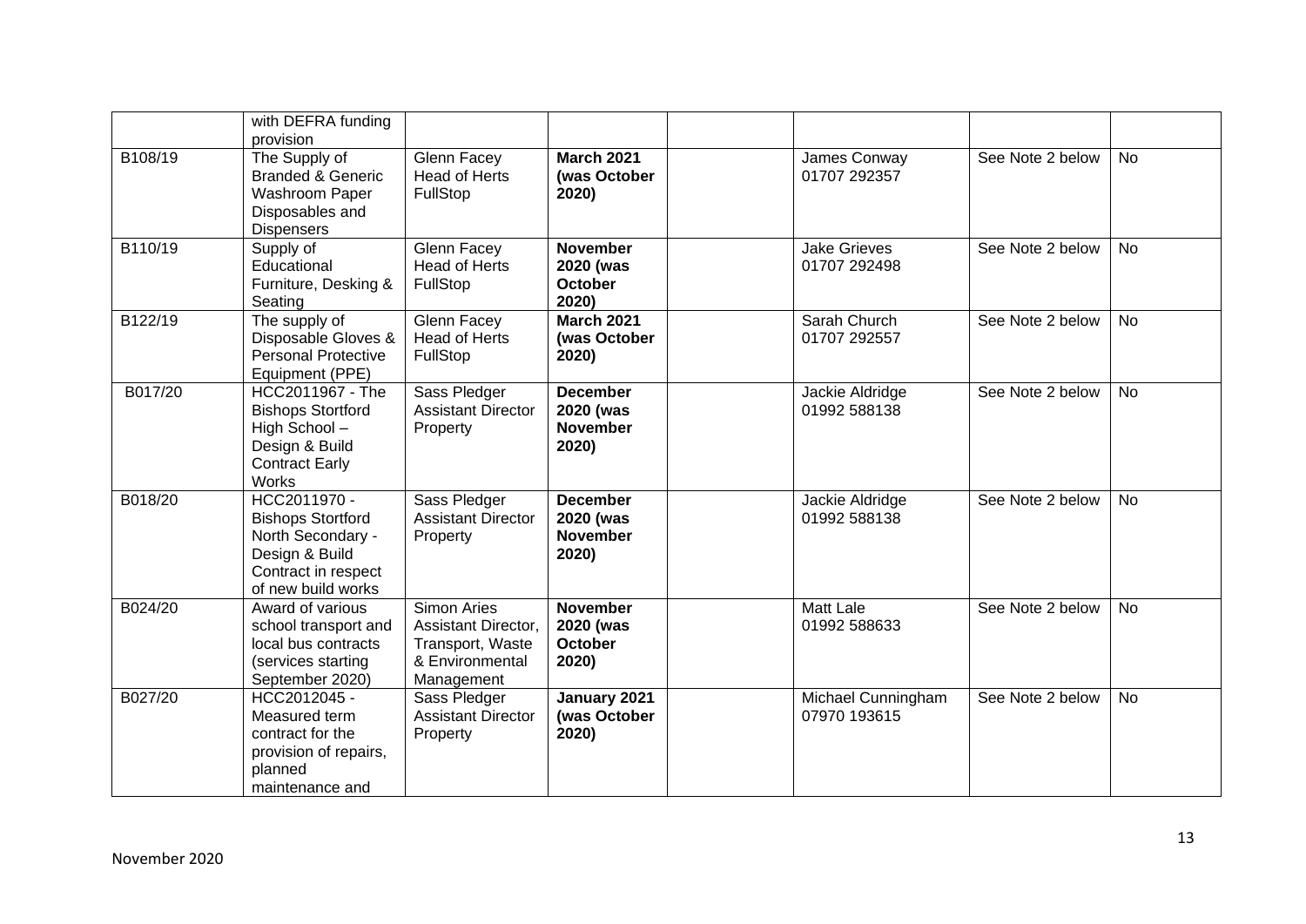| | with DEFRA funding provision | | | | | | |
|---|---|---|---|---|---|---|---|
| B108/19 | The Supply of Branded & Generic Washroom Paper Disposables and Dispensers | Glenn Facey Head of Herts FullStop | **March 2021 (was October 2020)** | | James Conway 01707 292357 | See Note 2 below | No |
| B110/19 | Supply of Educational Furniture, Desking & Seating | Glenn Facey Head of Herts FullStop | **November 2020 (was October 2020)** | | Jake Grieves 01707 292498 | See Note 2 below | No |
| B122/19 | The supply of Disposable Gloves & Personal Protective Equipment (PPE) | Glenn Facey Head of Herts FullStop | **March 2021 (was October 2020)** | | Sarah Church 01707 292557 | See Note 2 below | No |
| B017/20 | HCC2011967 - The Bishops Stortford High School – Design & Build Contract Early Works | Sass Pledger Assistant Director Property | **December 2020 (was November 2020)** | | Jackie Aldridge 01992 588138 | See Note 2 below | No |
| B018/20 | HCC2011970 - Bishops Stortford North Secondary - Design & Build Contract in respect of new build works | Sass Pledger Assistant Director Property | **December 2020 (was November 2020)** | | Jackie Aldridge 01992 588138 | See Note 2 below | No |
| B024/20 | Award of various school transport and local bus contracts (services starting September 2020) | Simon Aries Assistant Director, Transport, Waste & Environmental Management | **November 2020 (was October 2020)** | | Matt Lale 01992 588633 | See Note 2 below | No |
| B027/20 | HCC2012045 - Measured term contract for the provision of repairs, planned maintenance and | Sass Pledger Assistant Director Property | **January 2021 (was October 2020)** | | Michael Cunningham 07970 193615 | See Note 2 below | No |

November 2020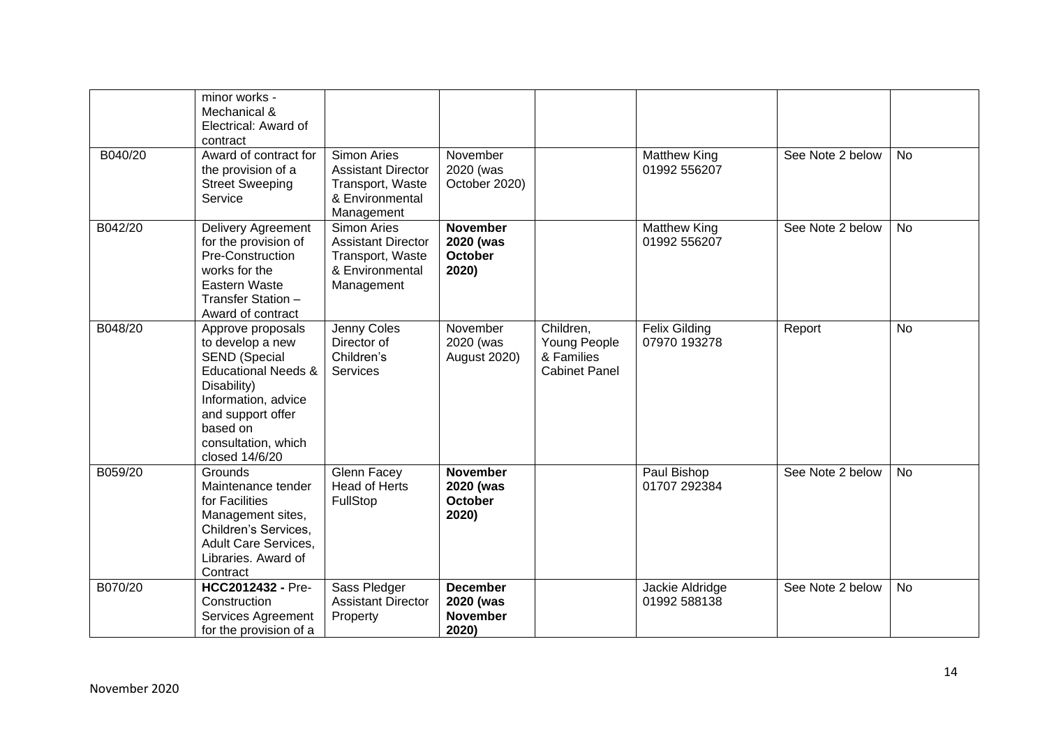| | | | | | | | |
|---|---|---|---|---|---|---|---|
| | minor works - Mechanical & Electrical: Award of contract | | | | | | |
| B040/20 | Award of contract for the provision of a Street Sweeping Service | Simon Aries Assistant Director Transport, Waste & Environmental Management | November 2020 (was October 2020) | | Matthew King 01992 556207 | See Note 2 below | No |
| B042/20 | Delivery Agreement for the provision of Pre-Construction works for the Eastern Waste Transfer Station – Award of contract | Simon Aries Assistant Director Transport, Waste & Environmental Management | **November 2020 (was October 2020)** | | Matthew King 01992 556207 | See Note 2 below | No |
| B048/20 | Approve proposals to develop a new SEND (Special Educational Needs & Disability) Information, advice and support offer based on consultation, which closed 14/6/20 | Jenny Coles Director of Children's Services | November 2020 (was August 2020) | Children, Young People & Families Cabinet Panel | Felix Gilding 07970 193278 | Report | No |
| B059/20 | Grounds Maintenance tender for Facilities Management sites, Children's Services, Adult Care Services, Libraries. Award of Contract | Glenn Facey Head of Herts FullStop | **November 2020 (was October 2020)** | | Paul Bishop 01707 292384 | See Note 2 below | No |
| B070/20 | **HCC2012432 -** Pre-Construction Services Agreement for the provision of a | Sass Pledger Assistant Director Property | **December 2020 (was November 2020)** | | Jackie Aldridge 01992 588138 | See Note 2 below | No |

November 2020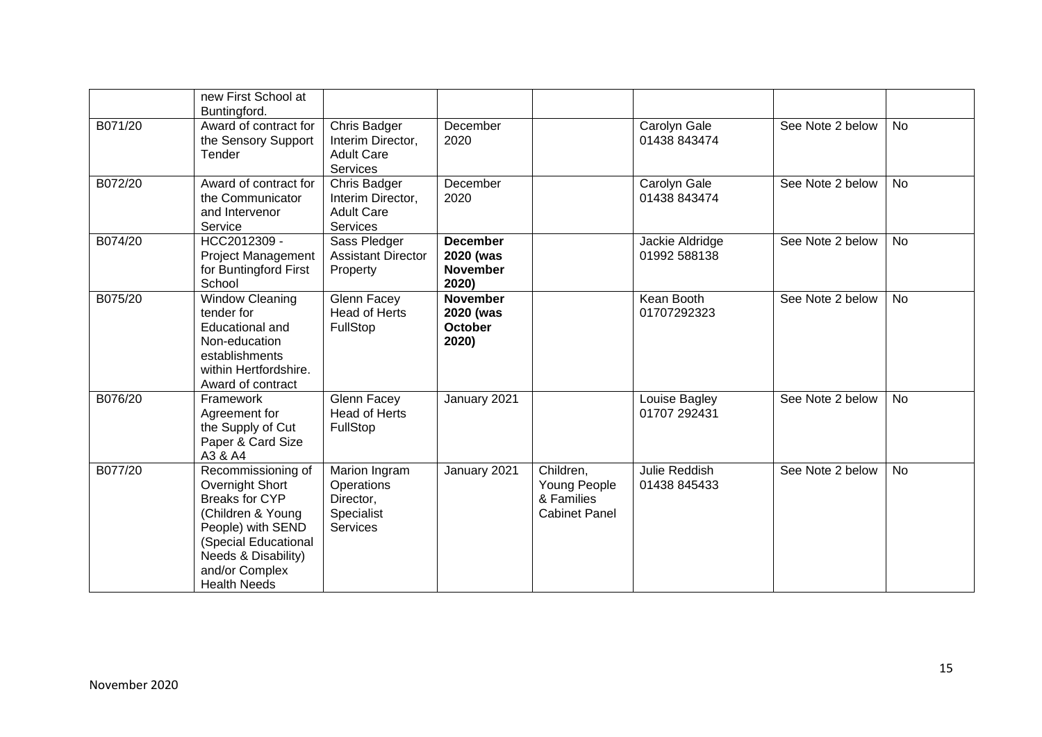| | | | | | | | |
|---|---|---|---|---|---|---|---|
| | new First School at Buntingford. | | | | | | |
| B071/20 | Award of contract for the Sensory Support Tender | Chris Badger Interim Director, Adult Care Services | December 2020 | | Carolyn Gale 01438 843474 | See Note 2 below | No |
| B072/20 | Award of contract for the Communicator and Intervenor Service | Chris Badger Interim Director, Adult Care Services | December 2020 | | Carolyn Gale 01438 843474 | See Note 2 below | No |
| B074/20 | HCC2012309 - Project Management for Buntingford First School | Sass Pledger Assistant Director Property | **December 2020 (was November 2020)** | | Jackie Aldridge 01992 588138 | See Note 2 below | No |
| B075/20 | Window Cleaning tender for Educational and Non-education establishments within Hertfordshire. Award of contract | Glenn Facey Head of Herts FullStop | **November 2020 (was October 2020)** | | Kean Booth 01707292323 | See Note 2 below | No |
| B076/20 | Framework Agreement for the Supply of Cut Paper & Card Size A3 & A4 | Glenn Facey Head of Herts FullStop | January 2021 | | Louise Bagley 01707 292431 | See Note 2 below | No |
| B077/20 | Recommissioning of Overnight Short Breaks for CYP (Children & Young People) with SEND (Special Educational Needs & Disability) and/or Complex Health Needs | Marion Ingram Operations Director, Specialist Services | January 2021 | Children, Young People & Families Cabinet Panel | Julie Reddish 01438 845433 | See Note 2 below | No |

November 2020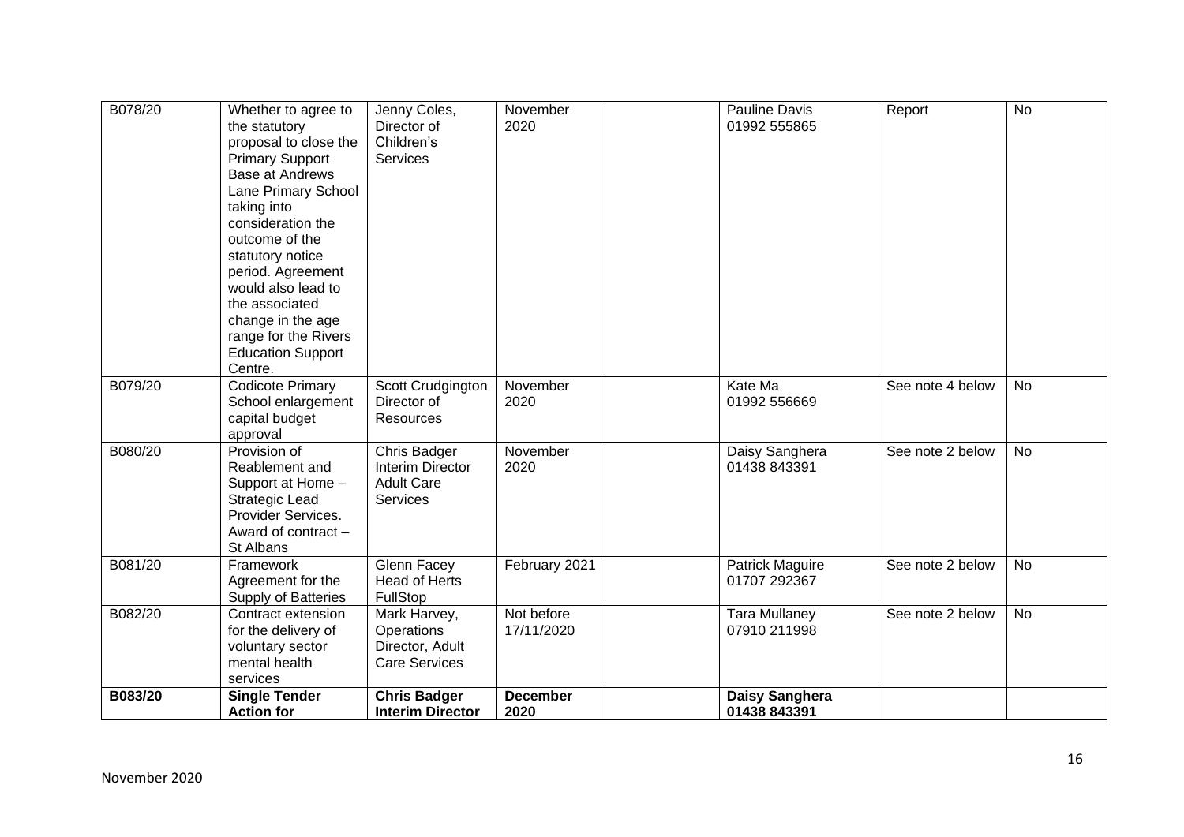| B078/20 | Whether to agree to the statutory proposal to close the Primary Support Base at Andrews Lane Primary School taking into consideration the outcome of the statutory notice period. Agreement would also lead to the associated change in the age range for the Rivers Education Support Centre. | Jenny Coles, Director of Children's Services | November 2020 | | Pauline Davis 01992 555865 | Report | No |
|---|---|---|---|---|---|---|---|
| B079/20 | Codicote Primary School enlargement capital budget approval | Scott Crudgington Director of Resources | November 2020 | | Kate Ma 01992 556669 | See note 4 below | No |
| B080/20 | Provision of Reablement and Support at Home – Strategic Lead Provider Services. Award of contract – St Albans | Chris Badger Interim Director Adult Care Services | November 2020 | | Daisy Sanghera 01438 843391 | See note 2 below | No |
| B081/20 | Framework Agreement for the Supply of Batteries | Glenn Facey Head of Herts FullStop | February 2021 | | Patrick Maguire 01707 292367 | See note 2 below | No |
| B082/20 | Contract extension for the delivery of voluntary sector mental health services | Mark Harvey, Operations Director, Adult Care Services | Not before 17/11/2020 | | Tara Mullaney 07910 211998 | See note 2 below | No |
| **B083/20** | **Single Tender Action for** | **Chris Badger Interim Director** | **December 2020** | | **Daisy Sanghera 01438 843391** | | |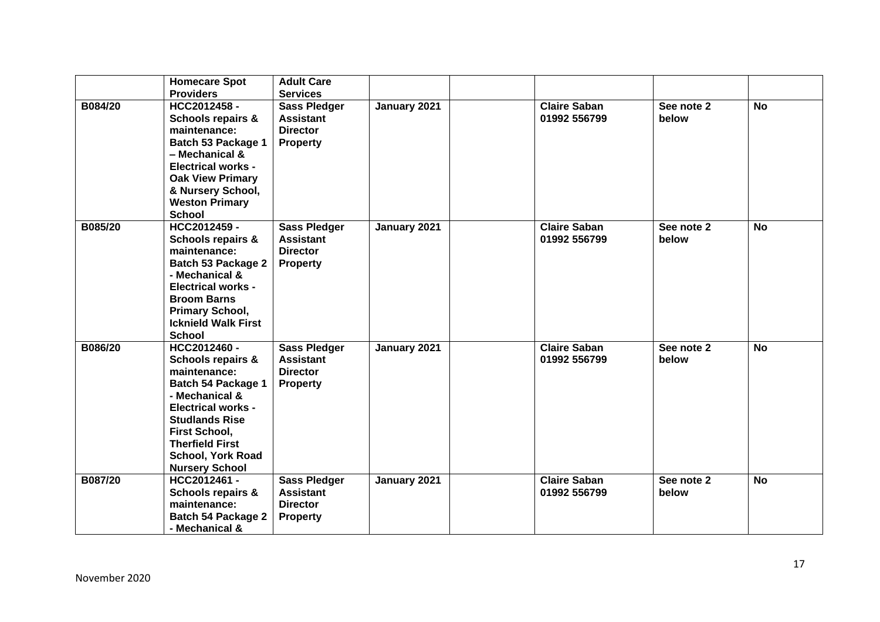| | **Homecare Spot Providers** | **Adult Care Services** | | | | | |
|---|---|---|---|---|---|---|---|
| **B084/20** | **HCC2012458 - Schools repairs & maintenance: Batch 53 Package 1 – Mechanical & Electrical works - Oak View Primary & Nursery School, Weston Primary School** | **Sass Pledger Assistant Director Property** | **January 2021** | | **Claire Saban 01992 556799** | **See note 2 below** | **No** |
| **B085/20** | **HCC2012459 - Schools repairs & maintenance: Batch 53 Package 2 - Mechanical & Electrical works - Broom Barns Primary School, Icknield Walk First School** | **Sass Pledger Assistant Director Property** | **January 2021** | | **Claire Saban 01992 556799** | **See note 2 below** | **No** |
| **B086/20** | **HCC2012460 - Schools repairs & maintenance: Batch 54 Package 1 - Mechanical & Electrical works - Studlands Rise First School, Therfield First School, York Road Nursery School** | **Sass Pledger Assistant Director Property** | **January 2021** | | **Claire Saban 01992 556799** | **See note 2 below** | **No** |
| **B087/20** | **HCC2012461 - Schools repairs & maintenance: Batch 54 Package 2 - Mechanical &** | **Sass Pledger Assistant Director Property** | **January 2021** | | **Claire Saban 01992 556799** | **See note 2 below** | **No** |

November 2020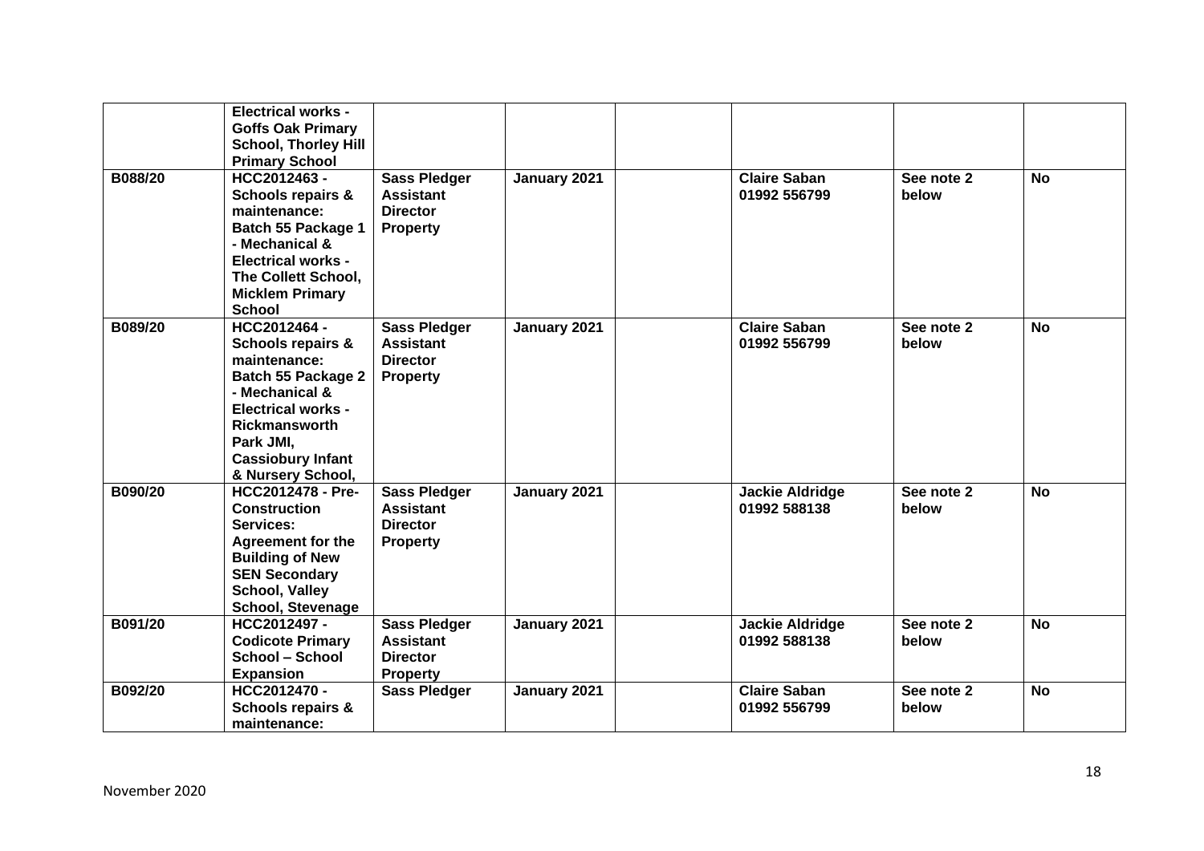| | | | | | | | |
|---|---|---|---|---|---|---|---|
| | **Electrical works - Goffs Oak Primary School, Thorley Hill Primary School** | | | | | | |
| **B088/20** | **HCC2012463 - Schools repairs & maintenance: Batch 55 Package 1 - Mechanical & Electrical works - The Collett School, Micklem Primary School** | **Sass Pledger Assistant Director Property** | **January 2021** | | **Claire Saban 01992 556799** | **See note 2 below** | **No** |
| **B089/20** | **HCC2012464 - Schools repairs & maintenance: Batch 55 Package 2 - Mechanical & Electrical works - Rickmansworth Park JMI, Cassiobury Infant & Nursery School,** | **Sass Pledger Assistant Director Property** | **January 2021** | | **Claire Saban 01992 556799** | **See note 2 below** | **No** |
| **B090/20** | **HCC2012478 - Pre-Construction Services: Agreement for the Building of New SEN Secondary School, Valley School, Stevenage** | **Sass Pledger Assistant Director Property** | **January 2021** | | **Jackie Aldridge 01992 588138** | **See note 2 below** | **No** |
| **B091/20** | **HCC2012497 - Codicote Primary School – School Expansion** | **Sass Pledger Assistant Director Property** | **January 2021** | | **Jackie Aldridge 01992 588138** | **See note 2 below** | **No** |
| **B092/20** | **HCC2012470 - Schools repairs & maintenance:** | **Sass Pledger** | **January 2021** | | **Claire Saban 01992 556799** | **See note 2 below** | **No** |

November 2020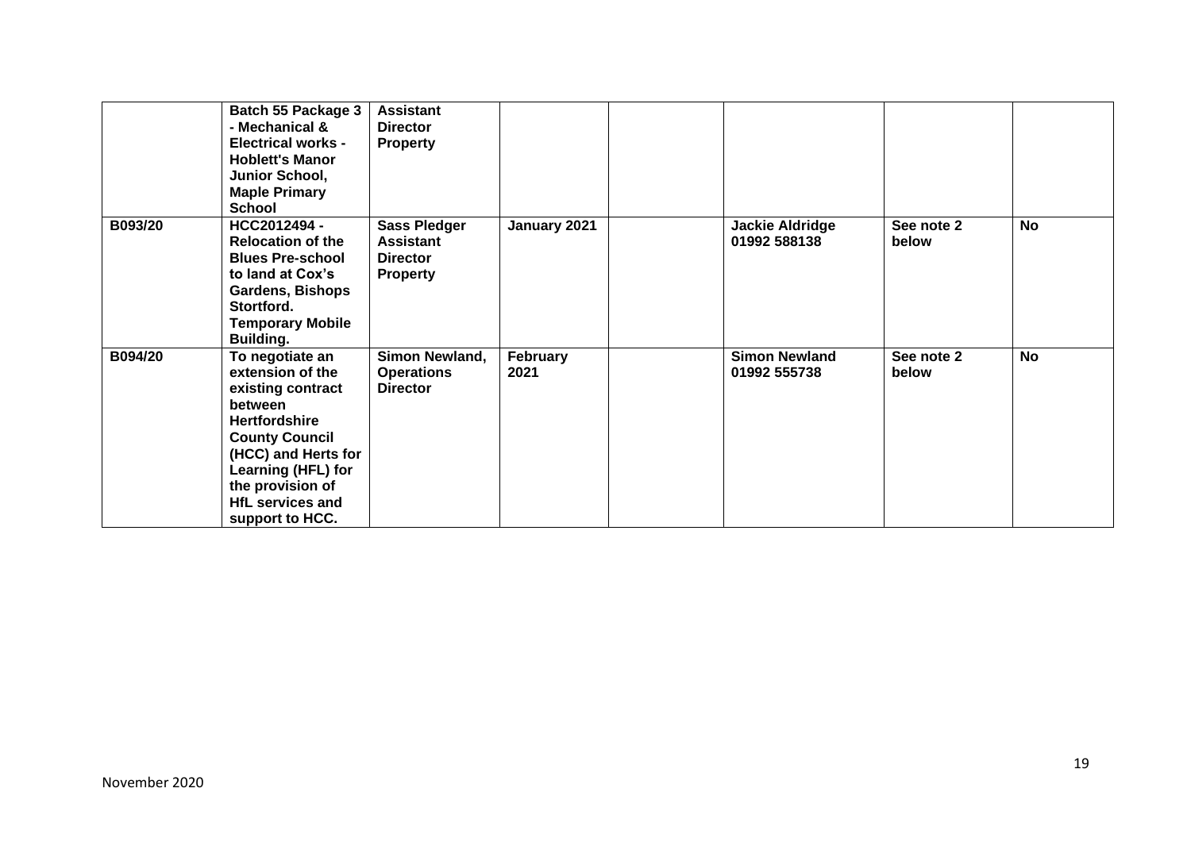| | | | | | | | |
|---|---|---|---|---|---|---|---|
| | **Batch 55 Package 3 - Mechanical & Electrical works - Hoblett's Manor Junior School, Maple Primary School** | **Assistant Director Property** | | | | | |
| **B093/20** | **HCC2012494 - Relocation of the Blues Pre-school to land at Cox's Gardens, Bishops Stortford. Temporary Mobile Building.** | **Sass Pledger Assistant Director Property** | **January 2021** | | **Jackie Aldridge 01992 588138** | **See note 2 below** | **No** |
| **B094/20** | **To negotiate an extension of the existing contract between Hertfordshire County Council (HCC) and Herts for Learning (HFL) for the provision of HfL services and support to HCC.** | **Simon Newland, Operations Director** | **February 2021** | | **Simon Newland 01992 555738** | **See note 2 below** | **No** |

November 2020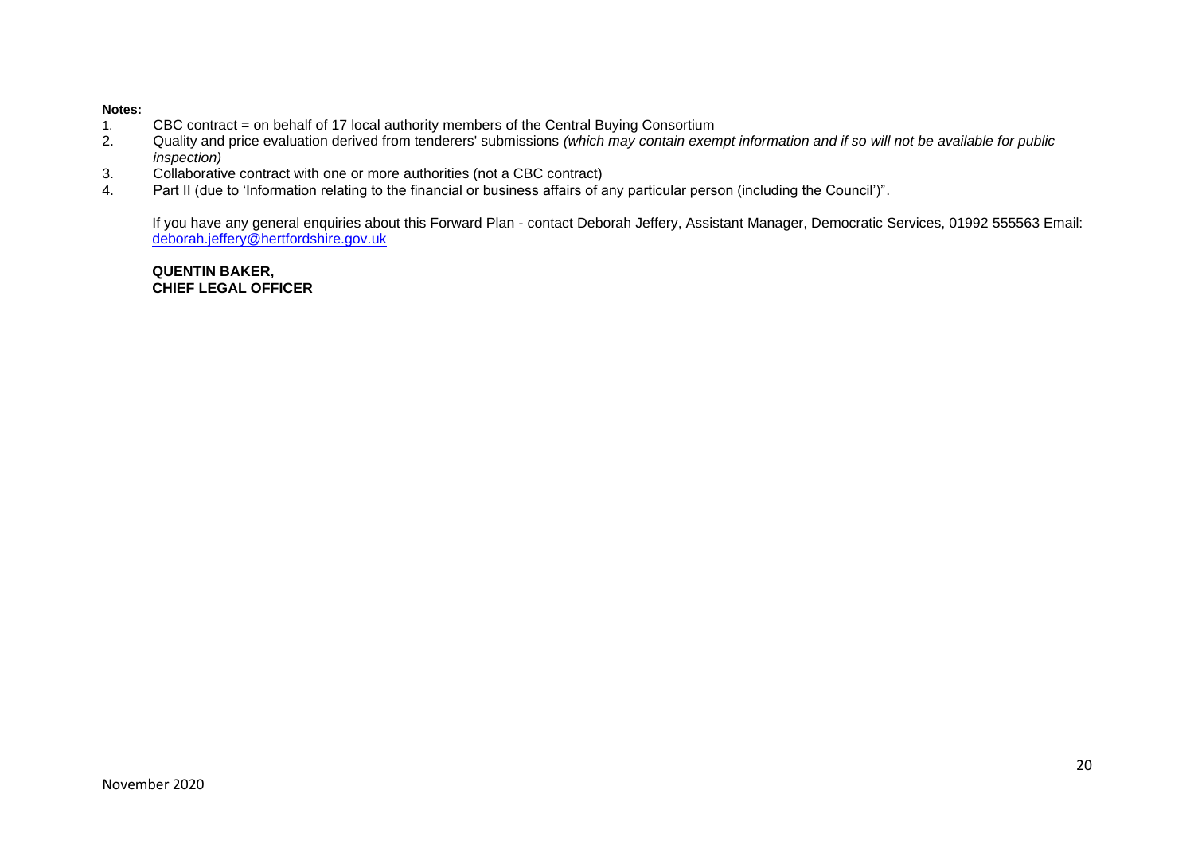**Notes:**

1. CBC contract = on behalf of 17 local authority members of the Central Buying Consortium
2. Quality and price evaluation derived from tenderers' submissions *(which may contain exempt information and if so will not be available for public inspection)*
3. Collaborative contract with one or more authorities (not a CBC contract)
4. Part II (due to 'Information relating to the financial or business affairs of any particular person (including the Council')".

If you have any general enquiries about this Forward Plan - contact Deborah Jeffery, Assistant Manager, Democratic Services, 01992 555563 Email: deborah.jeffery@hertfordshire.gov.uk

**QUENTIN BAKER,**
**CHIEF LEGAL OFFICER**

November 2020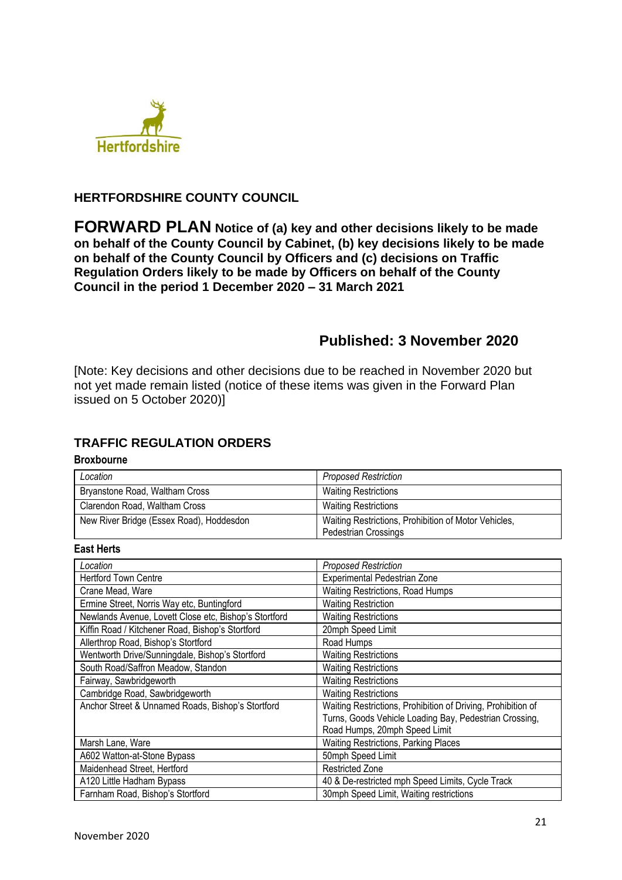Hertfordshire

**HERTFORDSHIRE COUNTY COUNCIL**

# FORWARD PLAN **Notice of (a) key and other decisions likely to be made on behalf of the County Council by Cabinet, (b) key decisions likely to be made on behalf of the County Council by Officers and (c) decisions on Traffic Regulation Orders likely to be made by Officers on behalf of the County Council in the period 1 December 2020 – 31 March 2021**

## Published: 3 November 2020

[Note: Key decisions and other decisions due to be reached in November 2020 but not yet made remain listed (notice of these items was given in the Forward Plan issued on 5 October 2020)]

## TRAFFIC REGULATION ORDERS

### Broxbourne

| *Location* | *Proposed Restriction* |
|---|---|
| Bryanstone Road, Waltham Cross | Waiting Restrictions |
| Clarendon Road, Waltham Cross | Waiting Restrictions |
| New River Bridge (Essex Road), Hoddesdon | Waiting Restrictions, Prohibition of Motor Vehicles, Pedestrian Crossings |

### East Herts

| *Location* | *Proposed Restriction* |
|---|---|
| Hertford Town Centre | Experimental Pedestrian Zone |
| Crane Mead, Ware | Waiting Restrictions, Road Humps |
| Ermine Street, Norris Way etc, Buntingford | Waiting Restriction |
| Newlands Avenue, Lovett Close etc, Bishop's Stortford | Waiting Restrictions |
| Kiffin Road / Kitchener Road, Bishop's Stortford | 20mph Speed Limit |
| Allerthrop Road, Bishop's Stortford | Road Humps |
| Wentworth Drive/Sunningdale, Bishop's Stortford | Waiting Restrictions |
| South Road/Saffron Meadow, Standon | Waiting Restrictions |
| Fairway, Sawbridgeworth | Waiting Restrictions |
| Cambridge Road, Sawbridgeworth | Waiting Restrictions |
| Anchor Street & Unnamed Roads, Bishop's Stortford | Waiting Restrictions, Prohibition of Driving, Prohibition of Turns, Goods Vehicle Loading Bay, Pedestrian Crossing, Road Humps, 20mph Speed Limit |
| Marsh Lane, Ware | Waiting Restrictions, Parking Places |
| A602 Watton-at-Stone Bypass | 50mph Speed Limit |
| Maidenhead Street, Hertford | Restricted Zone |
| A120 Little Hadham Bypass | 40 & De-restricted mph Speed Limits, Cycle Track |
| Farnham Road, Bishop's Stortford | 30mph Speed Limit, Waiting restrictions |

November 2020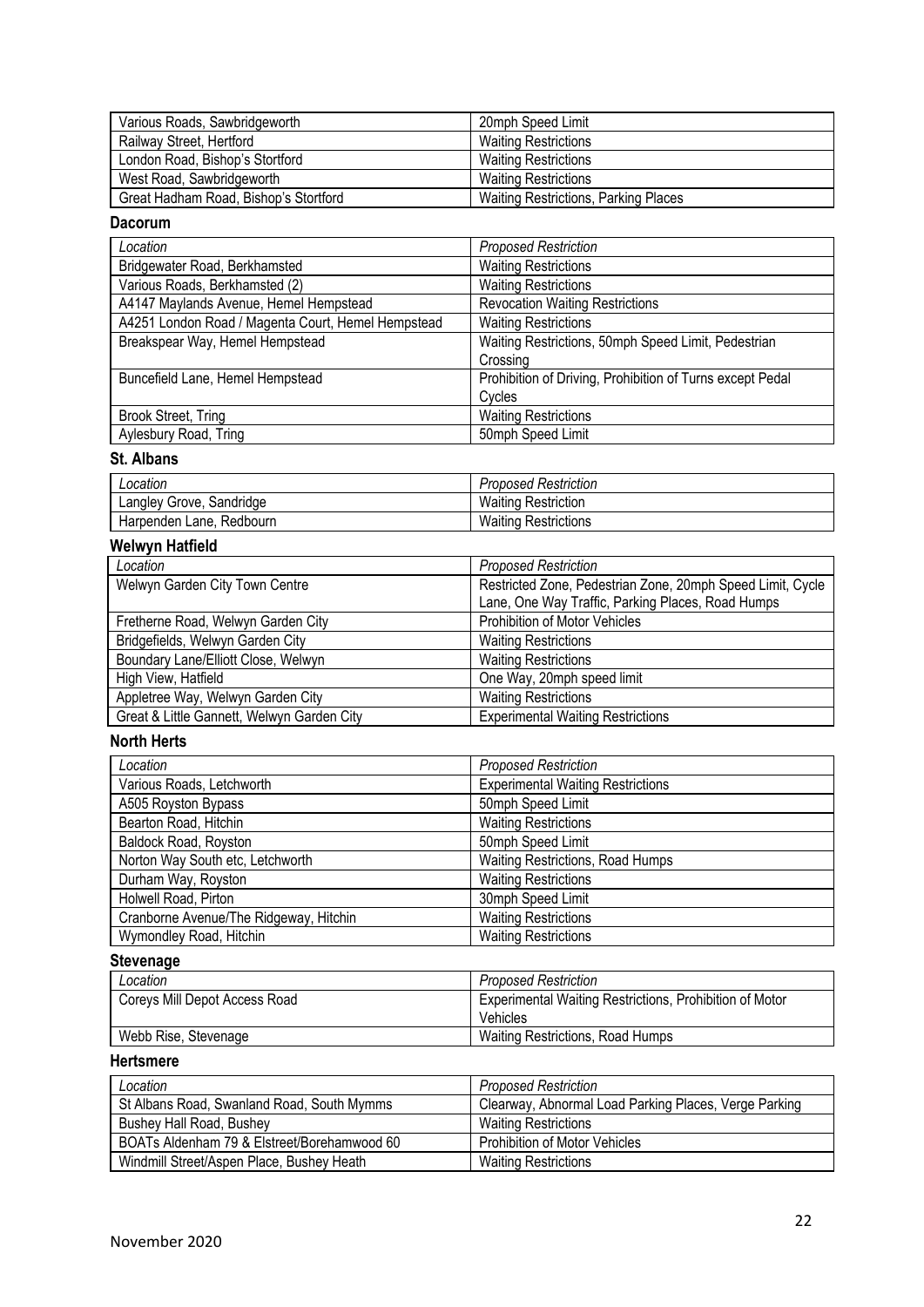| | |
|---|---|
| Various Roads, Sawbridgeworth | 20mph Speed Limit |
| Railway Street, Hertford | Waiting Restrictions |
| London Road, Bishop's Stortford | Waiting Restrictions |
| West Road, Sawbridgeworth | Waiting Restrictions |
| Great Hadham Road, Bishop's Stortford | Waiting Restrictions, Parking Places |

### Dacorum

| *Location* | *Proposed Restriction* |
|---|---|
| Bridgewater Road, Berkhamsted | Waiting Restrictions |
| Various Roads, Berkhamsted (2) | Waiting Restrictions |
| A4147 Maylands Avenue, Hemel Hempstead | Revocation Waiting Restrictions |
| A4251 London Road / Magenta Court, Hemel Hempstead | Waiting Restrictions |
| Breakspear Way, Hemel Hempstead | Waiting Restrictions, 50mph Speed Limit, Pedestrian Crossing |
| Buncefield Lane, Hemel Hempstead | Prohibition of Driving, Prohibition of Turns except Pedal Cycles |
| Brook Street, Tring | Waiting Restrictions |
| Aylesbury Road, Tring | 50mph Speed Limit |

### St. Albans

| *Location* | *Proposed Restriction* |
|---|---|
| Langley Grove, Sandridge | Waiting Restriction |
| Harpenden Lane, Redbourn | Waiting Restrictions |

### Welwyn Hatfield

| *Location* | *Proposed Restriction* |
|---|---|
| Welwyn Garden City Town Centre | Restricted Zone, Pedestrian Zone, 20mph Speed Limit, Cycle Lane, One Way Traffic, Parking Places, Road Humps |
| Fretherne Road, Welwyn Garden City | Prohibition of Motor Vehicles |
| Bridgefields, Welwyn Garden City | Waiting Restrictions |
| Boundary Lane/Elliott Close, Welwyn | Waiting Restrictions |
| High View, Hatfield | One Way, 20mph speed limit |
| Appletree Way, Welwyn Garden City | Waiting Restrictions |
| Great & Little Gannett, Welwyn Garden City | Experimental Waiting Restrictions |

### North Herts

| *Location* | *Proposed Restriction* |
|---|---|
| Various Roads, Letchworth | Experimental Waiting Restrictions |
| A505 Royston Bypass | 50mph Speed Limit |
| Bearton Road, Hitchin | Waiting Restrictions |
| Baldock Road, Royston | 50mph Speed Limit |
| Norton Way South etc, Letchworth | Waiting Restrictions, Road Humps |
| Durham Way, Royston | Waiting Restrictions |
| Holwell Road, Pirton | 30mph Speed Limit |
| Cranborne Avenue/The Ridgeway, Hitchin | Waiting Restrictions |
| Wymondley Road, Hitchin | Waiting Restrictions |

### Stevenage

| *Location* | *Proposed Restriction* |
|---|---|
| Coreys Mill Depot Access Road | Experimental Waiting Restrictions, Prohibition of Motor Vehicles |
| Webb Rise, Stevenage | Waiting Restrictions, Road Humps |

### Hertsmere

| *Location* | *Proposed Restriction* |
|---|---|
| St Albans Road, Swanland Road, South Mymms | Clearway, Abnormal Load Parking Places, Verge Parking |
| Bushey Hall Road, Bushey | Waiting Restrictions |
| BOATs Aldenham 79 & Elstreet/Borehamwood 60 | Prohibition of Motor Vehicles |
| Windmill Street/Aspen Place, Bushey Heath | Waiting Restrictions |

November 2020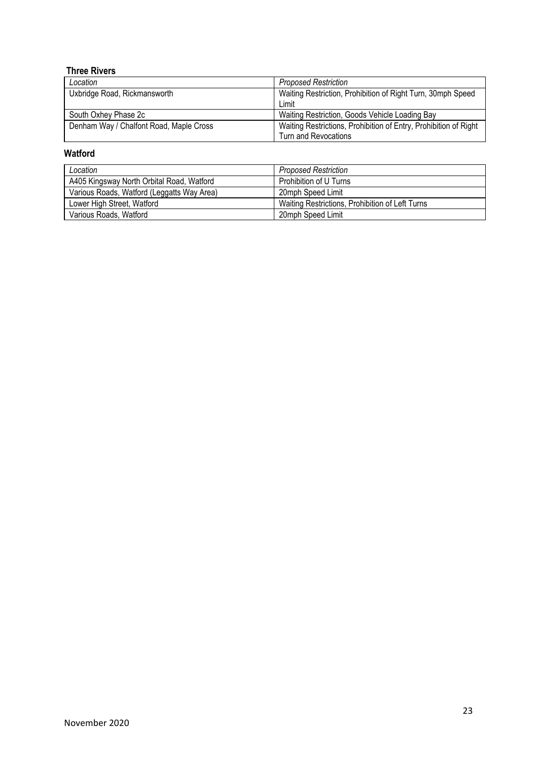**Three Rivers**

| *Location* | *Proposed Restriction* |
|---|---|
| Uxbridge Road, Rickmansworth | Waiting Restriction, Prohibition of Right Turn, 30mph Speed Limit |
| South Oxhey Phase 2c | Waiting Restriction, Goods Vehicle Loading Bay |
| Denham Way / Chalfont Road, Maple Cross | Waiting Restrictions, Prohibition of Entry, Prohibition of Right Turn and Revocations |

**Watford**

| *Location* | *Proposed Restriction* |
|---|---|
| A405 Kingsway North Orbital Road, Watford | Prohibition of U Turns |
| Various Roads, Watford (Leggatts Way Area) | 20mph Speed Limit |
| Lower High Street, Watford | Waiting Restrictions, Prohibition of Left Turns |
| Various Roads, Watford | 20mph Speed Limit |

November 2020